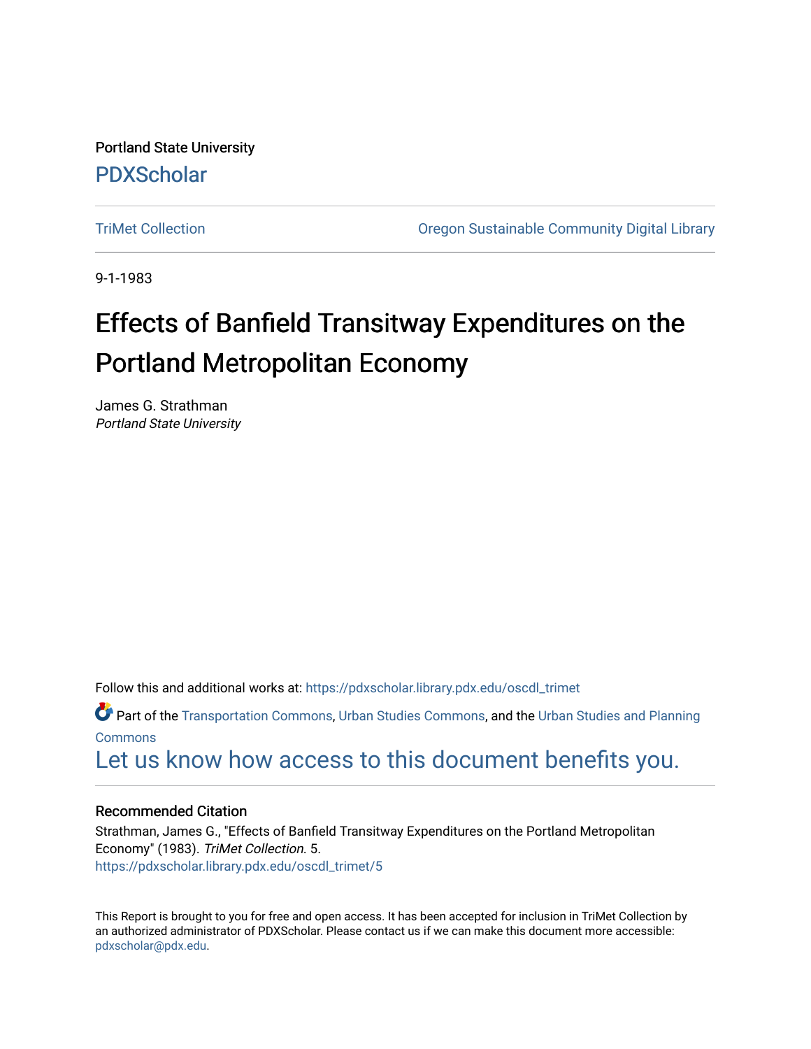Portland State University

PDXScholar

TriMet Collection

Oregon Sustainable Community Digital Library

9-1-1983

# Effects of Banfield Transitway Expenditures on the Portland Metropolitan Economy

James G. Strathman
*Portland State University*

Follow this and additional works at: https://pdxscholar.library.pdx.edu/oscdl_trimet

Part of the Transportation Commons, Urban Studies Commons, and the Urban Studies and Planning Commons

Let us know how access to this document benefits you.

### Recommended Citation

Strathman, James G., "Effects of Banfield Transitway Expenditures on the Portland Metropolitan Economy" (1983). *TriMet Collection.* 5.
https://pdxscholar.library.pdx.edu/oscdl_trimet/5

This Report is brought to you for free and open access. It has been accepted for inclusion in TriMet Collection by an authorized administrator of PDXScholar. Please contact us if we can make this document more accessible: pdxscholar@pdx.edu.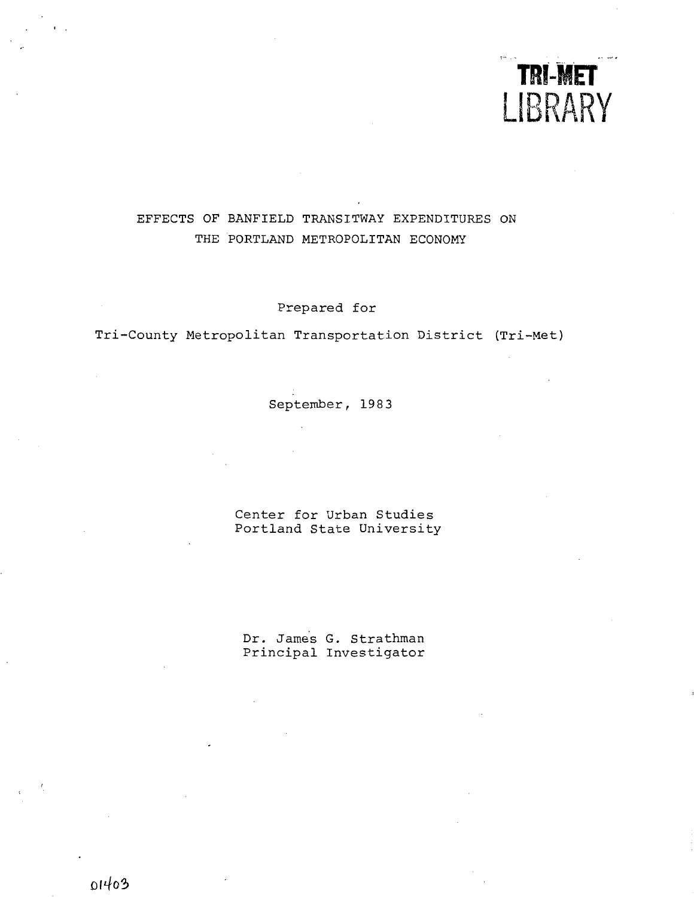TRI-MET
LIBRARY

# EFFECTS OF BANFIELD TRANSITWAY EXPENDITURES ON THE PORTLAND METROPOLITAN ECONOMY

Prepared for

Tri-County Metropolitan Transportation District (Tri-Met)

September, 1983

Center for Urban Studies
Portland State University

Dr. James G. Strathman
Principal Investigator

01403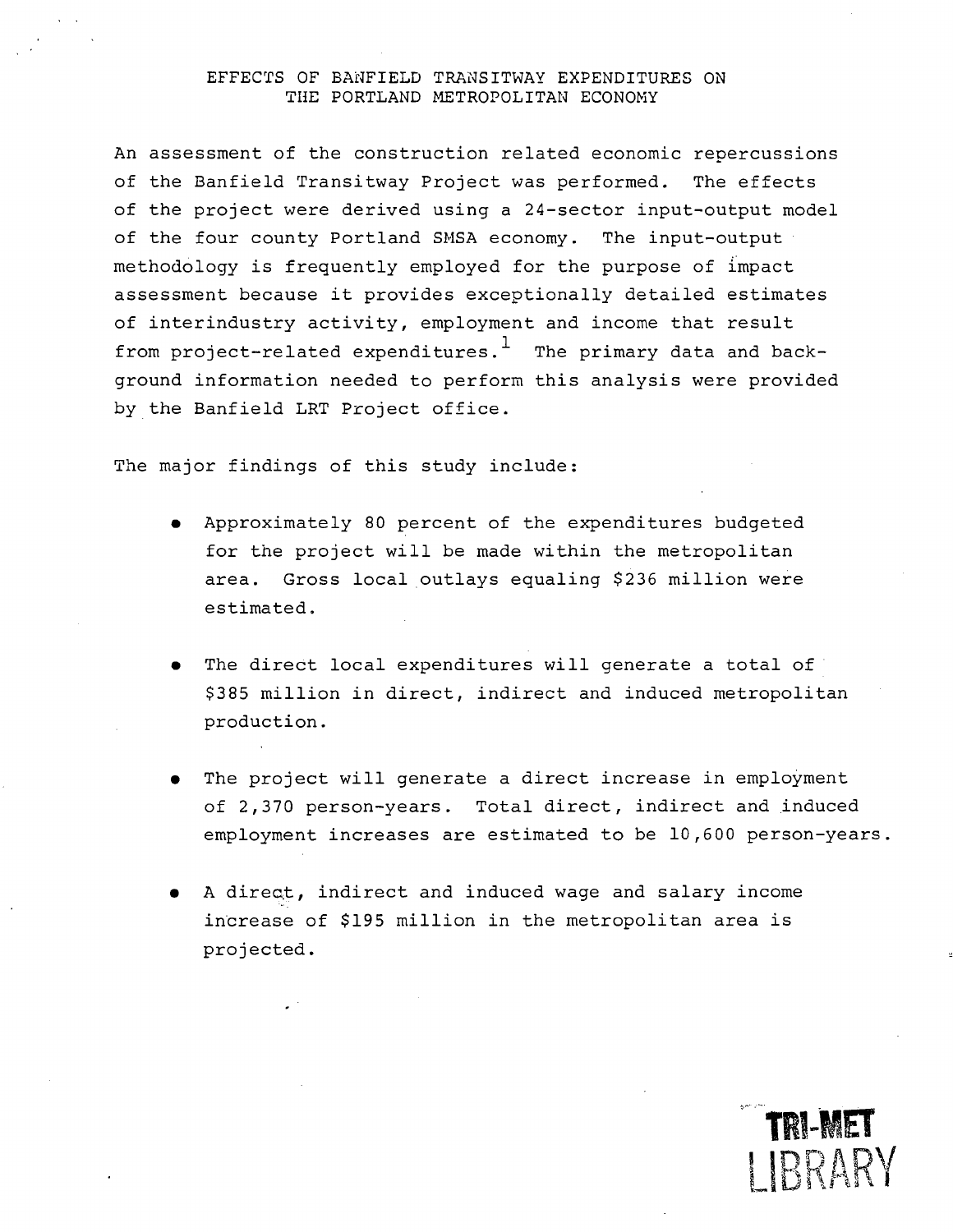# EFFECTS OF BANFIELD TRANSITWAY EXPENDITURES ON THE PORTLAND METROPOLITAN ECONOMY

An assessment of the construction related economic repercussions of the Banfield Transitway Project was performed. The effects of the project were derived using a 24-sector input-output model of the four county Portland SMSA economy. The input-output methodology is frequently employed for the purpose of impact assessment because it provides exceptionally detailed estimates of interindustry activity, employment and income that result from project-related expenditures.[1] The primary data and background information needed to perform this analysis were provided by the Banfield LRT Project office.

The major findings of this study include:

- Approximately 80 percent of the expenditures budgeted for the project will be made within the metropolitan area. Gross local outlays equaling $236 million were estimated.

- The direct local expenditures will generate a total of $385 million in direct, indirect and induced metropolitan production.

- The project will generate a direct increase in employment of 2,370 person-years. Total direct, indirect and induced employment increases are estimated to be 10,600 person-years.

- A direct, indirect and induced wage and salary income increase of $195 million in the metropolitan area is projected.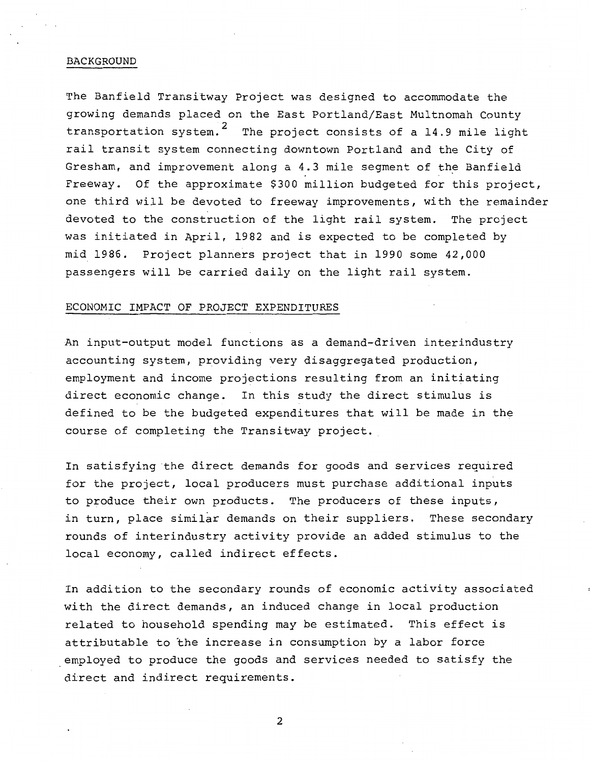## BACKGROUND

The Banfield Transitway Project was designed to accommodate the growing demands placed on the East Portland/East Multnomah County transportation system.[2] The project consists of a 14.9 mile light rail transit system connecting downtown Portland and the City of Gresham, and improvement along a 4.3 mile segment of the Banfield Freeway. Of the approximate $300 million budgeted for this project, one third will be devoted to freeway improvements, with the remainder devoted to the construction of the light rail system. The project was initiated in April, 1982 and is expected to be completed by mid 1986. Project planners project that in 1990 some 42,000 passengers will be carried daily on the light rail system.

## ECONOMIC IMPACT OF PROJECT EXPENDITURES

An input-output model functions as a demand-driven interindustry accounting system, providing very disaggregated production, employment and income projections resulting from an initiating direct economic change. In this study the direct stimulus is defined to be the budgeted expenditures that will be made in the course of completing the Transitway project.

In satisfying the direct demands for goods and services required for the project, local producers must purchase additional inputs to produce their own products. The producers of these inputs, in turn, place similar demands on their suppliers. These secondary rounds of interindustry activity provide an added stimulus to the local economy, called indirect effects.

In addition to the secondary rounds of economic activity associated with the direct demands, an induced change in local production related to household spending may be estimated. This effect is attributable to the increase in consumption by a labor force employed to produce the goods and services needed to satisfy the direct and indirect requirements.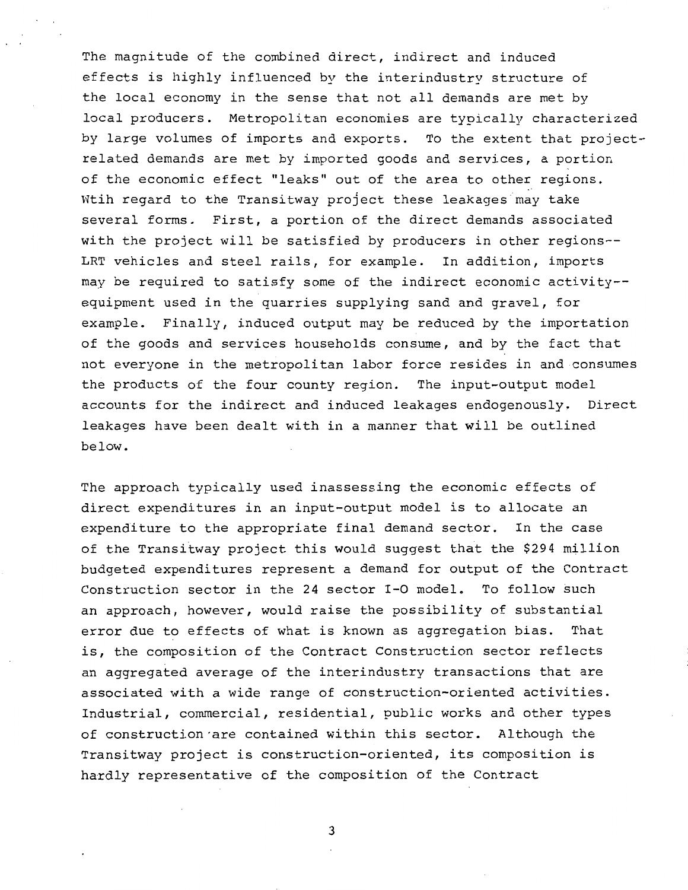The magnitude of the combined direct, indirect and induced effects is highly influenced by the interindustry structure of the local economy in the sense that not all demands are met by local producers. Metropolitan economies are typically characterized by large volumes of imports and exports. To the extent that project-related demands are met by imported goods and services, a portion of the economic effect "leaks" out of the area to other regions. Wtih regard to the Transitway project these leakages may take several forms. First, a portion of the direct demands associated with the project will be satisfied by producers in other regions--LRT vehicles and steel rails, for example. In addition, imports may be required to satisfy some of the indirect economic activity--equipment used in the quarries supplying sand and gravel, for example. Finally, induced output may be reduced by the importation of the goods and services households consume, and by the fact that not everyone in the metropolitan labor force resides in and consumes the products of the four county region. The input-output model accounts for the indirect and induced leakages endogenously. Direct leakages have been dealt with in a manner that will be outlined below.

The approach typically used inassessing the economic effects of direct expenditures in an input-output model is to allocate an expenditure to the appropriate final demand sector. In the case of the Transitway project this would suggest that the $294 million budgeted expenditures represent a demand for output of the Contract Construction sector in the 24 sector I-O model. To follow such an approach, however, would raise the possibility of substantial error due to effects of what is known as aggregation bias. That is, the composition of the Contract Construction sector reflects an aggregated average of the interindustry transactions that are associated with a wide range of construction-oriented activities. Industrial, commercial, residential, public works and other types of construction are contained within this sector. Although the Transitway project is construction-oriented, its composition is hardly representative of the composition of the Contract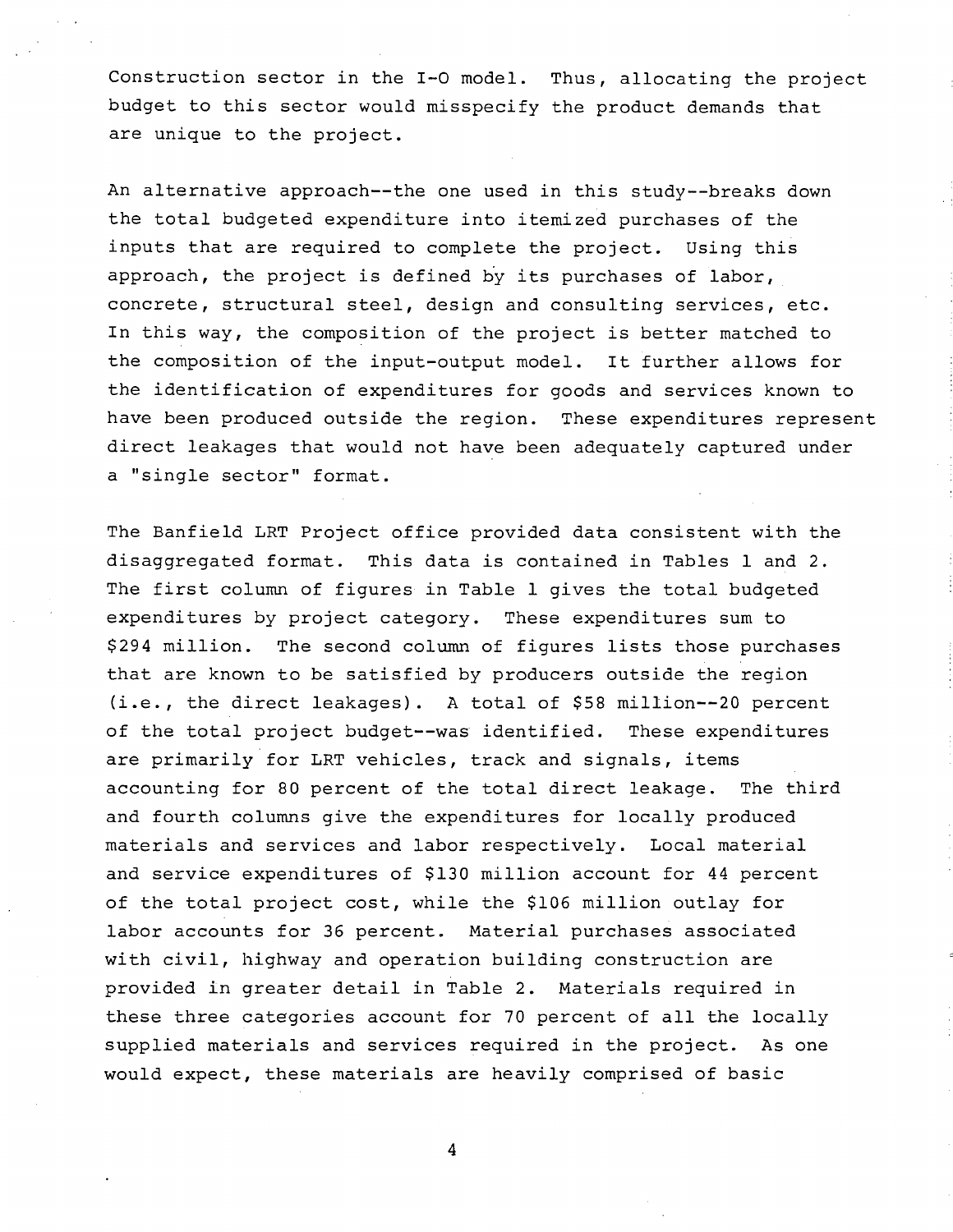Construction sector in the I-O model. Thus, allocating the project budget to this sector would misspecify the product demands that are unique to the project.

An alternative approach--the one used in this study--breaks down the total budgeted expenditure into itemized purchases of the inputs that are required to complete the project. Using this approach, the project is defined by its purchases of labor, concrete, structural steel, design and consulting services, etc. In this way, the composition of the project is better matched to the composition of the input-output model. It further allows for the identification of expenditures for goods and services known to have been produced outside the region. These expenditures represent direct leakages that would not have been adequately captured under a "single sector" format.

The Banfield LRT Project office provided data consistent with the disaggregated format. This data is contained in Tables 1 and 2. The first column of figures in Table 1 gives the total budgeted expenditures by project category. These expenditures sum to \$294 million. The second column of figures lists those purchases that are known to be satisfied by producers outside the region (i.e., the direct leakages). A total of \$58 million--20 percent of the total project budget--was identified. These expenditures are primarily for LRT vehicles, track and signals, items accounting for 80 percent of the total direct leakage. The third and fourth columns give the expenditures for locally produced materials and services and labor respectively. Local material and service expenditures of \$130 million account for 44 percent of the total project cost, while the \$106 million outlay for labor accounts for 36 percent. Material purchases associated with civil, highway and operation building construction are provided in greater detail in Table 2. Materials required in these three categories account for 70 percent of all the locally supplied materials and services required in the project. As one would expect, these materials are heavily comprised of basic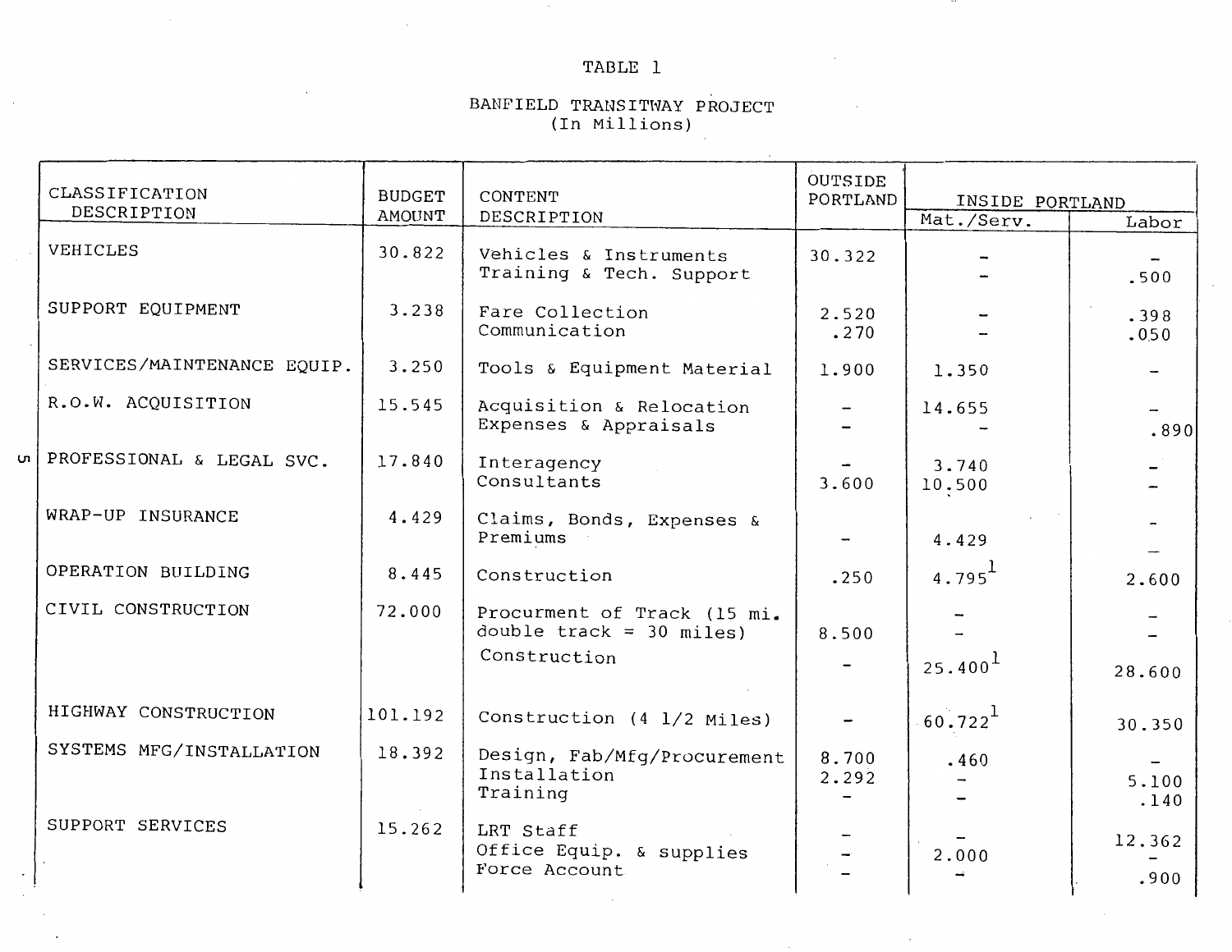TABLE 1

BANFIELD TRANSITWAY PROJECT
(In Millions)

| CLASSIFICATION DESCRIPTION | BUDGET AMOUNT | CONTENT DESCRIPTION | OUTSIDE PORTLAND | INSIDE PORTLAND | |
|---|---|---|---|---|---|
| | | | | Mat./Serv. | Labor |
| VEHICLES | 30.822 | Vehicles & Instruments | 30.322 | - | - |
| | | Training & Tech. Support | | - | .500 |
| SUPPORT EQUIPMENT | 3.238 | Fare Collection | 2.520 | - | .398 |
| | | Communication | .270 | - | .050 |
| SERVICES/MAINTENANCE EQUIP. | 3.250 | Tools & Equipment Material | 1.900 | 1.350 | - |
| R.O.W. ACQUISITION | 15.545 | Acquisition & Relocation | - | 14.655 | - |
| | | Expenses & Appraisals | - | - | .890 |
| PROFESSIONAL & LEGAL SVC. | 17.840 | Interagency | - | 3.740 | - |
| | | Consultants | 3.600 | 10.500 | - |
| WRAP-UP INSURANCE | 4.429 | Claims, Bonds, Expenses & Premiums | - | 4.429 | - |
| OPERATION BUILDING | 8.445 | Construction | .250 | 4.795[1] | 2.600 |
| CIVIL CONSTRUCTION | 72.000 | Procurment of Track (15 mi. double track = 30 miles) | 8.500 | - | - |
| | | Construction | - | 25.400[1] | 28.600 |
| HIGHWAY CONSTRUCTION | 101.192 | Construction (4 1/2 Miles) | - | 60.722[1] | 30.350 |
| SYSTEMS MFG/INSTALLATION | 18.392 | Design, Fab/Mfg/Procurement | 8.700 | .460 | - |
| | | Installation | 2.292 | - | 5.100 |
| | | Training | - | - | .140 |
| SUPPORT SERVICES | 15.262 | LRT Staff | - | - | 12.362 |
| | | Office Equip. & supplies | - | 2.000 | - |
| | | Force Account | - | - | .900 |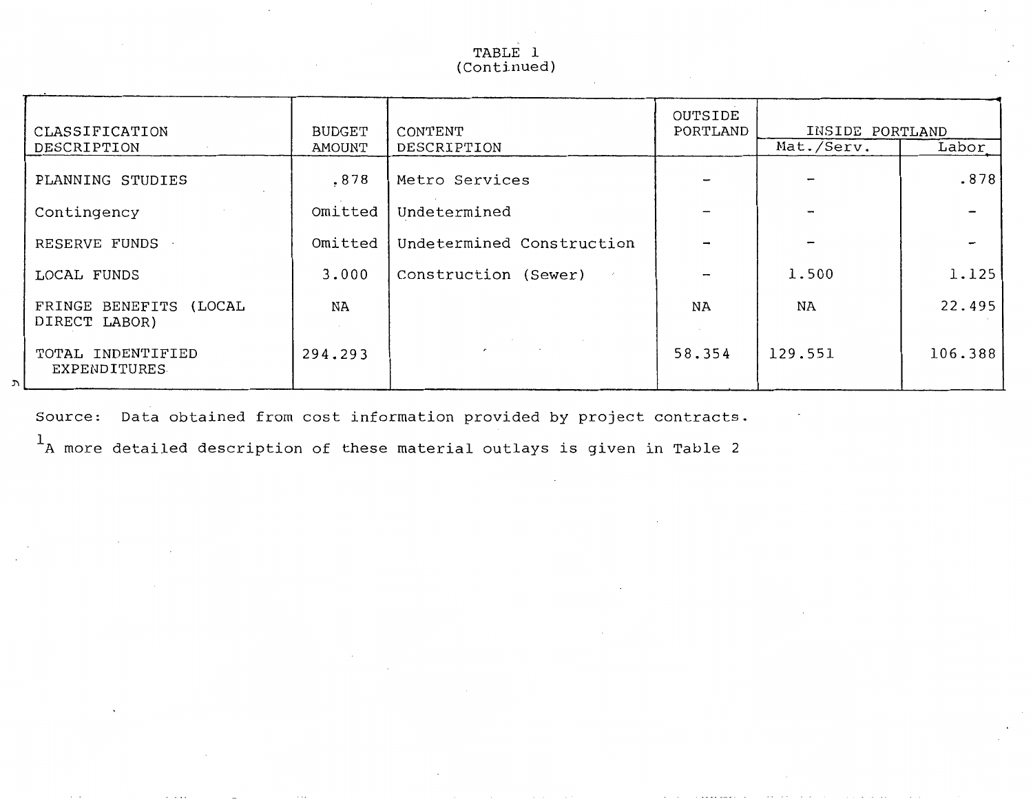TABLE 1
(Continued)

| CLASSIFICATION DESCRIPTION | BUDGET AMOUNT | CONTENT DESCRIPTION | OUTSIDE PORTLAND | INSIDE PORTLAND | |
|---|---|---|---|---|---|
| | | | | Mat./Serv. | Labor |
| PLANNING STUDIES | .878 | Metro Services | - | - | .878 |
| Contingency | Omitted | Undetermined | - | - | - |
| RESERVE FUNDS | Omitted | Undetermined Construction | - | - | - |
| LOCAL FUNDS | 3.000 | Construction (Sewer) | - | 1.500 | 1.125 |
| FRINGE BENEFITS (LOCAL DIRECT LABOR) | NA | | NA | NA | 22.495 |
| TOTAL INDENTIFIED EXPENDITURES | 294.293 | | 58.354 | 129.551 | 106.388 |

Source: Data obtained from cost information provided by project contracts.

[1] A more detailed description of these material outlays is given in Table 2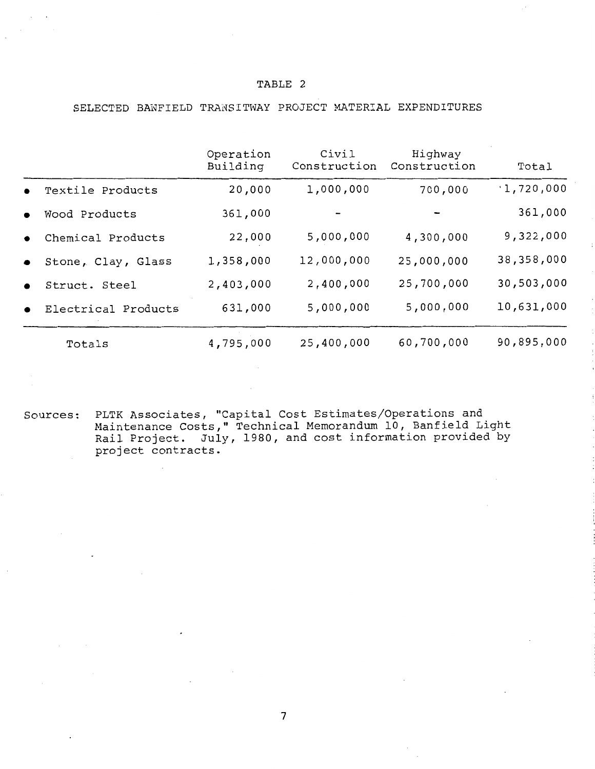TABLE 2

SELECTED BANFIELD TRANSITWAY PROJECT MATERIAL EXPENDITURES

| | Operation Building | Civil Construction | Highway Construction | Total |
|---|---|---|---|---|
| • Textile Products | 20,000 | 1,000,000 | 700,000 | 1,720,000 |
| • Wood Products | 361,000 | - | - | 361,000 |
| • Chemical Products | 22,000 | 5,000,000 | 4,300,000 | 9,322,000 |
| • Stone, Clay, Glass | 1,358,000 | 12,000,000 | 25,000,000 | 38,358,000 |
| • Struct. Steel | 2,403,000 | 2,400,000 | 25,700,000 | 30,503,000 |
| • Electrical Products | 631,000 | 5,000,000 | 5,000,000 | 10,631,000 |
| Totals | 4,795,000 | 25,400,000 | 60,700,000 | 90,895,000 |

Sources: PLTK Associates, "Capital Cost Estimates/Operations and Maintenance Costs," Technical Memorandum 10, Banfield Light Rail Project. July, 1980, and cost information provided by project contracts.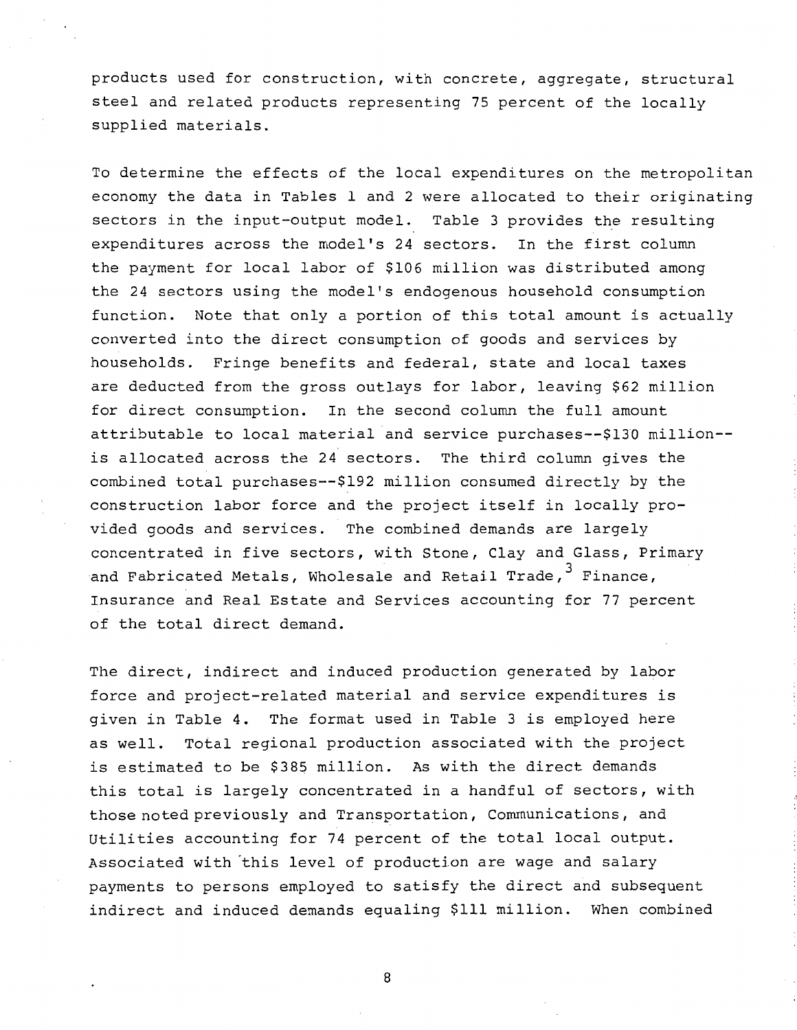products used for construction, with concrete, aggregate, structural steel and related products representing 75 percent of the locally supplied materials.

To determine the effects of the local expenditures on the metropolitan economy the data in Tables 1 and 2 were allocated to their originating sectors in the input-output model. Table 3 provides the resulting expenditures across the model's 24 sectors. In the first column the payment for local labor of $106 million was distributed among the 24 sectors using the model's endogenous household consumption function. Note that only a portion of this total amount is actually converted into the direct consumption of goods and services by households. Fringe benefits and federal, state and local taxes are deducted from the gross outlays for labor, leaving $62 million for direct consumption. In the second column the full amount attributable to local material and service purchases--$130 million--is allocated across the 24 sectors. The third column gives the combined total purchases--$192 million consumed directly by the construction labor force and the project itself in locally provided goods and services. The combined demands are largely concentrated in five sectors, with Stone, Clay and Glass, Primary and Fabricated Metals, Wholesale and Retail Trade,[3] Finance, Insurance and Real Estate and Services accounting for 77 percent of the total direct demand.

The direct, indirect and induced production generated by labor force and project-related material and service expenditures is given in Table 4. The format used in Table 3 is employed here as well. Total regional production associated with the project is estimated to be $385 million. As with the direct demands this total is largely concentrated in a handful of sectors, with those noted previously and Transportation, Communications, and Utilities accounting for 74 percent of the total local output. Associated with this level of production are wage and salary payments to persons employed to satisfy the direct and subsequent indirect and induced demands equaling $111 million. When combined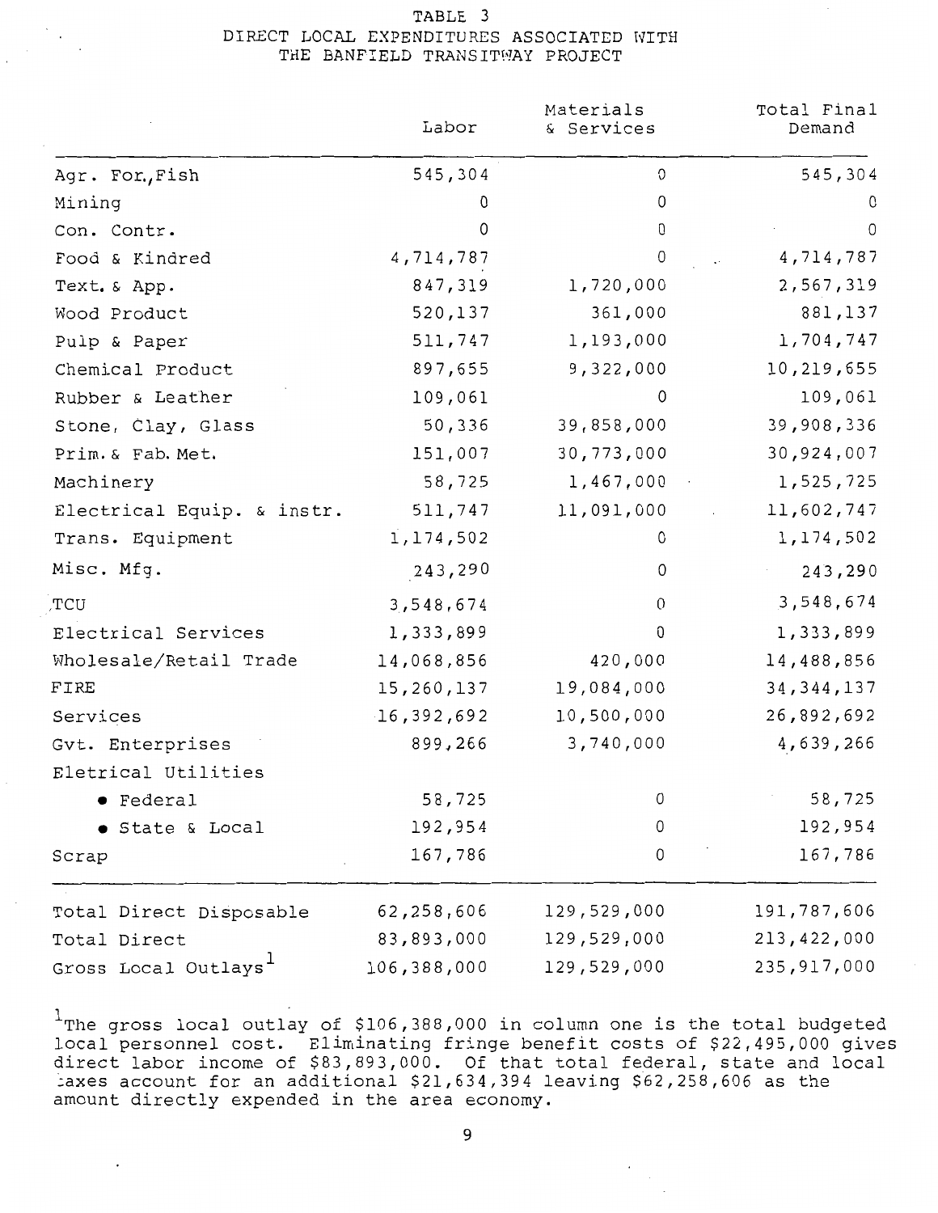# TABLE 3
## DIRECT LOCAL EXPENDITURES ASSOCIATED WITH THE BANFIELD TRANSITWAY PROJECT

| | Labor | Materials & Services | Total Final Demand |
|---|---|---|---|
| Agr. For.,Fish | 545,304 | 0 | 545,304 |
| Mining | 0 | 0 | 0 |
| Con. Contr. | 0 | 0 | 0 |
| Food & Kindred | 4,714,787 | 0 | 4,714,787 |
| Text. & App. | 847,319 | 1,720,000 | 2,567,319 |
| Wood Product | 520,137 | 361,000 | 881,137 |
| Pulp & Paper | 511,747 | 1,193,000 | 1,704,747 |
| Chemical Product | 897,655 | 9,322,000 | 10,219,655 |
| Rubber & Leather | 109,061 | 0 | 109,061 |
| Stone, Clay, Glass | 50,336 | 39,858,000 | 39,908,336 |
| Prim. & Fab. Met. | 151,007 | 30,773,000 | 30,924,007 |
| Machinery | 58,725 | 1,467,000 | 1,525,725 |
| Electrical Equip. & instr. | 511,747 | 11,091,000 | 11,602,747 |
| Trans. Equipment | 1,174,502 | 0 | 1,174,502 |
| Misc. Mfg. | 243,290 | 0 | 243,290 |
| TCU | 3,548,674 | 0 | 3,548,674 |
| Electrical Services | 1,333,899 | 0 | 1,333,899 |
| Wholesale/Retail Trade | 14,068,856 | 420,000 | 14,488,856 |
| FIRE | 15,260,137 | 19,084,000 | 34,344,137 |
| Services | 16,392,692 | 10,500,000 | 26,892,692 |
| Gvt. Enterprises | 899,266 | 3,740,000 | 4,639,266 |
| Eletrical Utilities | | | |
| • Federal | 58,725 | 0 | 58,725 |
| • State & Local | 192,954 | 0 | 192,954 |
| Scrap | 167,786 | 0 | 167,786 |
| Total Direct Disposable | 62,258,606 | 129,529,000 | 191,787,606 |
| Total Direct | 83,893,000 | 129,529,000 | 213,422,000 |
| Gross Local Outlays[1] | 106,388,000 | 129,529,000 | 235,917,000 |

[1]The gross local outlay of $106,388,000 in column one is the total budgeted local personnel cost. Eliminating fringe benefit costs of $22,495,000 gives direct labor income of $83,893,000. Of that total federal, state and local taxes account for an additional $21,634,394 leaving $62,258,606 as the amount directly expended in the area economy.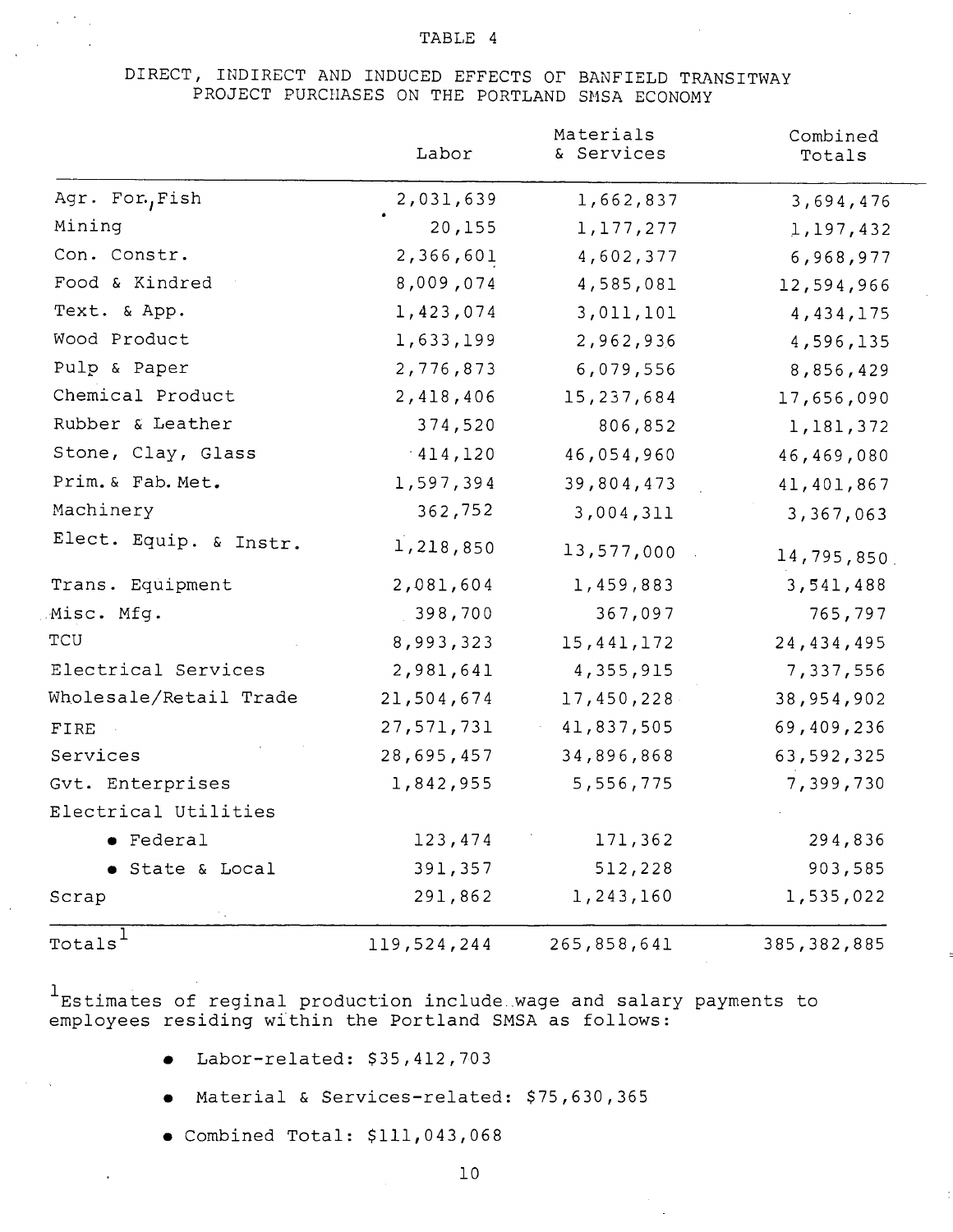TABLE 4

DIRECT, INDIRECT AND INDUCED EFFECTS OF BANFIELD TRANSITWAY PROJECT PURCHASES ON THE PORTLAND SMSA ECONOMY

| | Labor | Materials & Services | Combined Totals |
|---|---|---|---|
| Agr. For., Fish | 2,031,639 | 1,662,837 | 3,694,476 |
| Mining | 20,155 | 1,177,277 | 1,197,432 |
| Con. Constr. | 2,366,601 | 4,602,377 | 6,968,977 |
| Food & Kindred | 8,009,074 | 4,585,081 | 12,594,966 |
| Text. & App. | 1,423,074 | 3,011,101 | 4,434,175 |
| Wood Product | 1,633,199 | 2,962,936 | 4,596,135 |
| Pulp & Paper | 2,776,873 | 6,079,556 | 8,856,429 |
| Chemical Product | 2,418,406 | 15,237,684 | 17,656,090 |
| Rubber & Leather | 374,520 | 806,852 | 1,181,372 |
| Stone, Clay, Glass | 414,120 | 46,054,960 | 46,469,080 |
| Prim. & Fab. Met. | 1,597,394 | 39,804,473 | 41,401,867 |
| Machinery | 362,752 | 3,004,311 | 3,367,063 |
| Elect. Equip. & Instr. | 1,218,850 | 13,577,000 | 14,795,850 |
| Trans. Equipment | 2,081,604 | 1,459,883 | 3,541,488 |
| Misc. Mfg. | 398,700 | 367,097 | 765,797 |
| TCU | 8,993,323 | 15,441,172 | 24,434,495 |
| Electrical Services | 2,981,641 | 4,355,915 | 7,337,556 |
| Wholesale/Retail Trade | 21,504,674 | 17,450,228 | 38,954,902 |
| FIRE | 27,571,731 | 41,837,505 | 69,409,236 |
| Services | 28,695,457 | 34,896,868 | 63,592,325 |
| Gvt. Enterprises | 1,842,955 | 5,556,775 | 7,399,730 |
| Electrical Utilities | | | |
| • Federal | 123,474 | 171,362 | 294,836 |
| • State & Local | 391,357 | 512,228 | 903,585 |
| Scrap | 291,862 | 1,243,160 | 1,535,022 |
| Totals[1] | 119,524,244 | 265,858,641 | 385,382,885 |

[1] Estimates of reginal production include wage and salary payments to employees residing within the Portland SMSA as follows:

- Labor-related: $35,412,703
- Material & Services-related: $75,630,365
- Combined Total: $111,043,068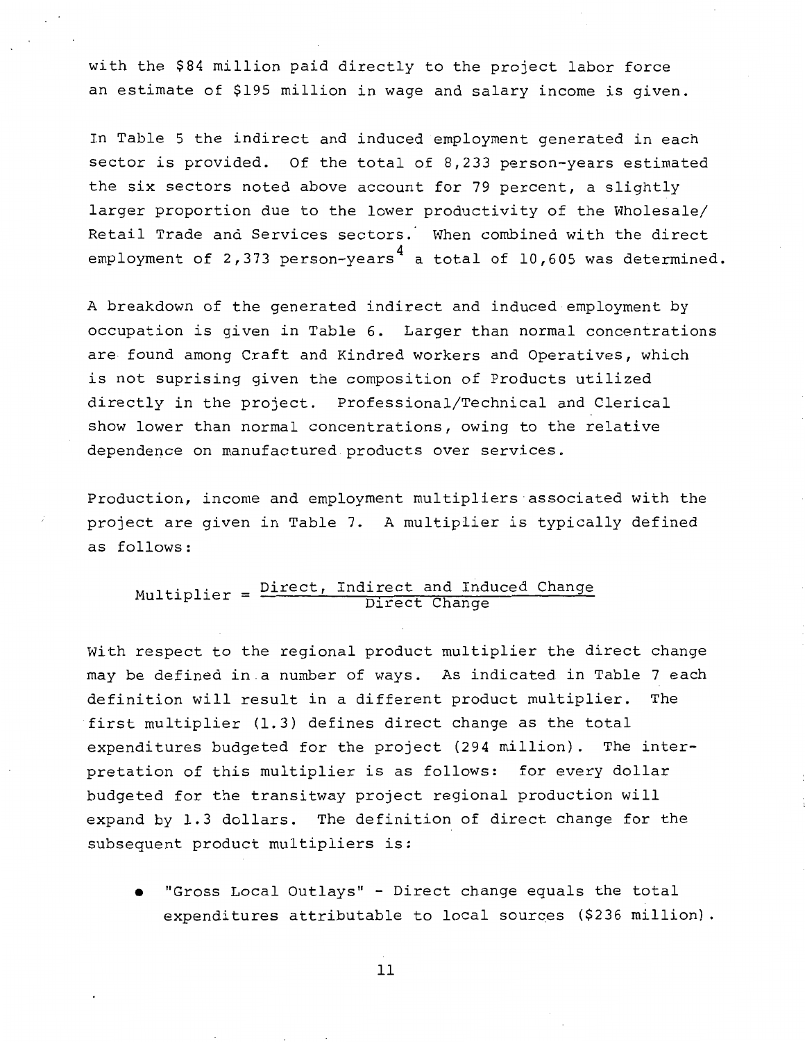with the $84 million paid directly to the project labor force an estimate of $195 million in wage and salary income is given.

In Table 5 the indirect and induced employment generated in each sector is provided. Of the total of 8,233 person-years estimated the six sectors noted above account for 79 percent, a slightly larger proportion due to the lower productivity of the Wholesale/Retail Trade and Services sectors. When combined with the direct employment of 2,373 person-years[4] a total of 10,605 was determined.

A breakdown of the generated indirect and induced employment by occupation is given in Table 6. Larger than normal concentrations are found among Craft and Kindred workers and Operatives, which is not suprising given the composition of Products utilized directly in the project. Professional/Technical and Clerical show lower than normal concentrations, owing to the relative dependence on manufactured products over services.

Production, income and employment multipliers associated with the project are given in Table 7. A multiplier is typically defined as follows:

$$\text{Multiplier} = \frac{\text{Direct, Indirect and Induced Change}}{\text{Direct Change}}$$

With respect to the regional product multiplier the direct change may be defined in a number of ways. As indicated in Table 7 each definition will result in a different product multiplier. The first multiplier (1.3) defines direct change as the total expenditures budgeted for the project (294 million). The interpretation of this multiplier is as follows: for every dollar budgeted for the transitway project regional production will expand by 1.3 dollars. The definition of direct change for the subsequent product multipliers is:

- "Gross Local Outlays" - Direct change equals the total expenditures attributable to local sources ($236 million).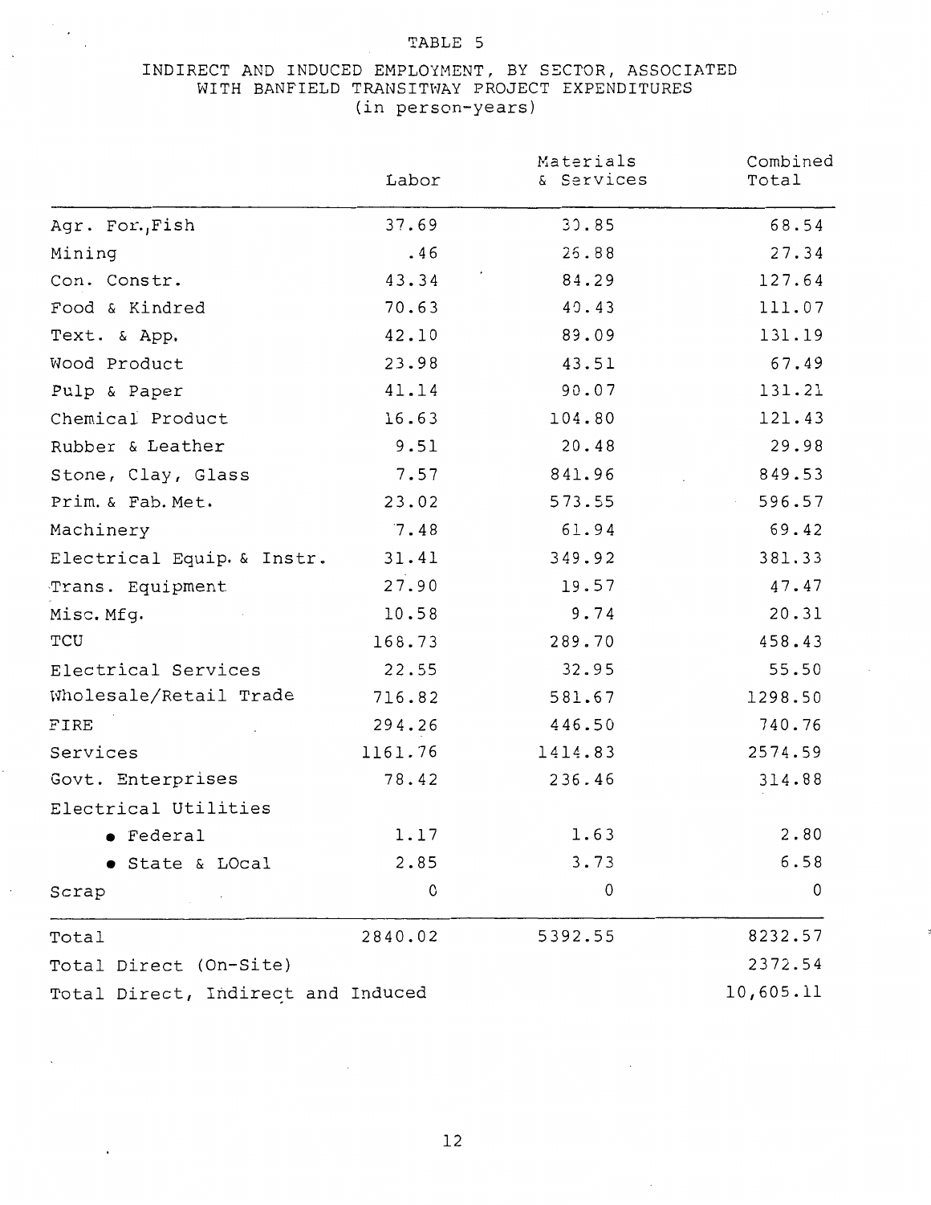TABLE 5

INDIRECT AND INDUCED EMPLOYMENT, BY SECTOR, ASSOCIATED WITH BANFIELD TRANSITWAY PROJECT EXPENDITURES (in person-years)

| | Labor | Materials & Services | Combined Total |
|---|---|---|---|
| Agr. For.,Fish | 37.69 | 30.85 | 68.54 |
| Mining | .46 | 26.88 | 27.34 |
| Con. Constr. | 43.34 | 84.29 | 127.64 |
| Food & Kindred | 70.63 | 40.43 | 111.07 |
| Text. & App. | 42.10 | 89.09 | 131.19 |
| Wood Product | 23.98 | 43.51 | 67.49 |
| Pulp & Paper | 41.14 | 90.07 | 131.21 |
| Chemical Product | 16.63 | 104.80 | 121.43 |
| Rubber & Leather | 9.51 | 20.48 | 29.98 |
| Stone, Clay, Glass | 7.57 | 841.96 | 849.53 |
| Prim. & Fab. Met. | 23.02 | 573.55 | 596.57 |
| Machinery | 7.48 | 61.94 | 69.42 |
| Electrical Equip. & Instr. | 31.41 | 349.92 | 381.33 |
| Trans. Equipment | 27.90 | 19.57 | 47.47 |
| Misc. Mfg. | 10.58 | 9.74 | 20.31 |
| TCU | 168.73 | 289.70 | 458.43 |
| Electrical Services | 22.55 | 32.95 | 55.50 |
| Wholesale/Retail Trade | 716.82 | 581.67 | 1298.50 |
| FIRE | 294.26 | 446.50 | 740.76 |
| Services | 1161.76 | 1414.83 | 2574.59 |
| Govt. Enterprises | 78.42 | 236.46 | 314.88 |
| Electrical Utilities | | | |
| • Federal | 1.17 | 1.63 | 2.80 |
| • State & LOcal | 2.85 | 3.73 | 6.58 |
| Scrap | 0 | 0 | 0 |
| Total | 2840.02 | 5392.55 | 8232.57 |
| Total Direct (On-Site) | | | 2372.54 |
| Total Direct, Indirect and Induced | | | 10,605.11 |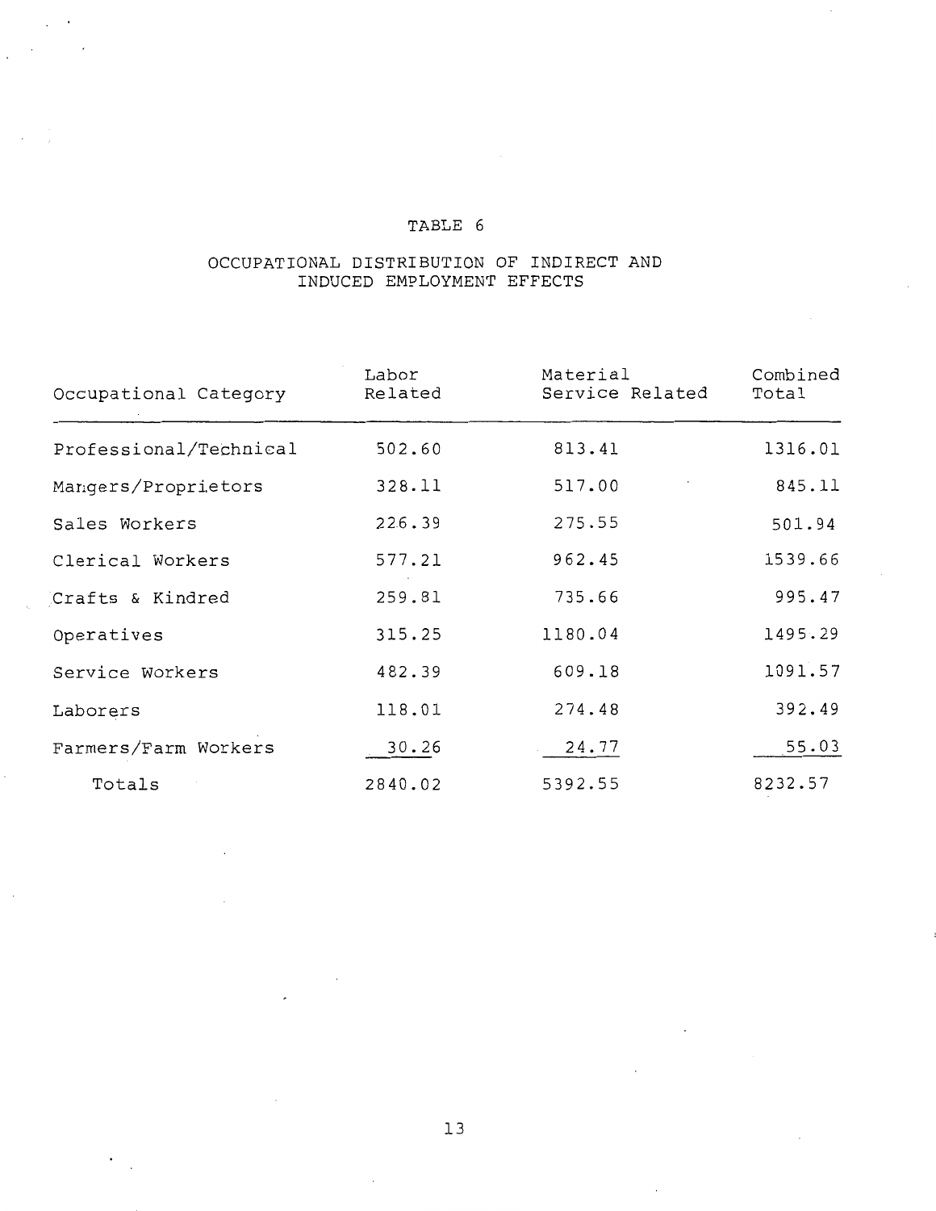TABLE 6

OCCUPATIONAL DISTRIBUTION OF INDIRECT AND INDUCED EMPLOYMENT EFFECTS

| Occupational Category | Labor Related | Material Service Related | Combined Total |
|---|---|---|---|
| Professional/Technical | 502.60 | 813.41 | 1316.01 |
| Mangers/Proprietors | 328.11 | 517.00 | 845.11 |
| Sales Workers | 226.39 | 275.55 | 501.94 |
| Clerical Workers | 577.21 | 962.45 | 1539.66 |
| Crafts & Kindred | 259.81 | 735.66 | 995.47 |
| Operatives | 315.25 | 1180.04 | 1495.29 |
| Service Workers | 482.39 | 609.18 | 1091.57 |
| Laborers | 118.01 | 274.48 | 392.49 |
| Farmers/Farm Workers | 30.26 | 24.77 | 55.03 |
| Totals | 2840.02 | 5392.55 | 8232.57 |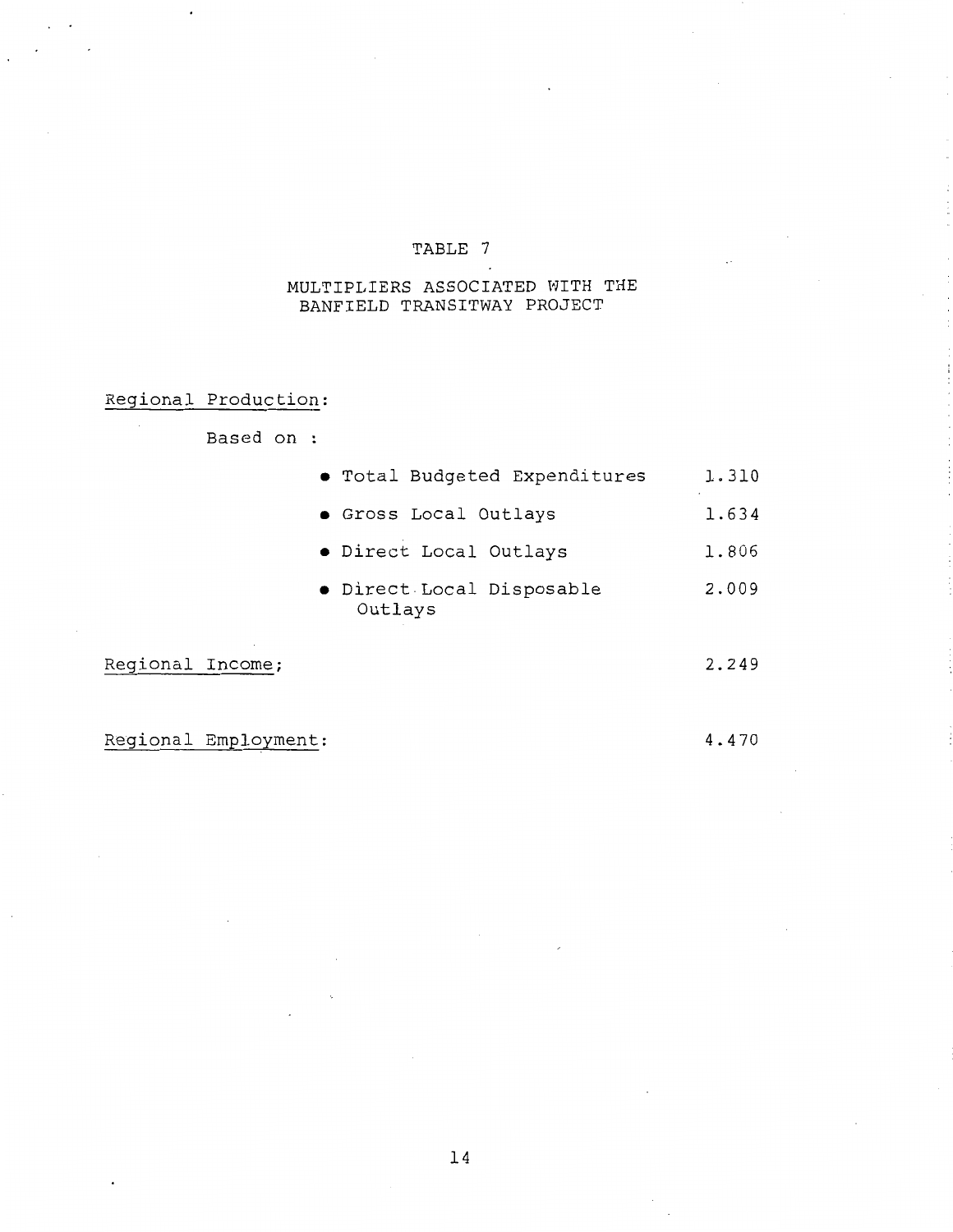# TABLE 7

## MULTIPLIERS ASSOCIATED WITH THE BANFIELD TRANSITWAY PROJECT

| | | |
|---|---|---|
| Regional Production: | | |
| Based on : | | |
| | • Total Budgeted Expenditures | 1.310 |
| | • Gross Local Outlays | 1.634 |
| | • Direct Local Outlays | 1.806 |
| | • Direct Local Disposable Outlays | 2.009 |
| Regional Income; | | 2.249 |
| Regional Employment: | | 4.470 |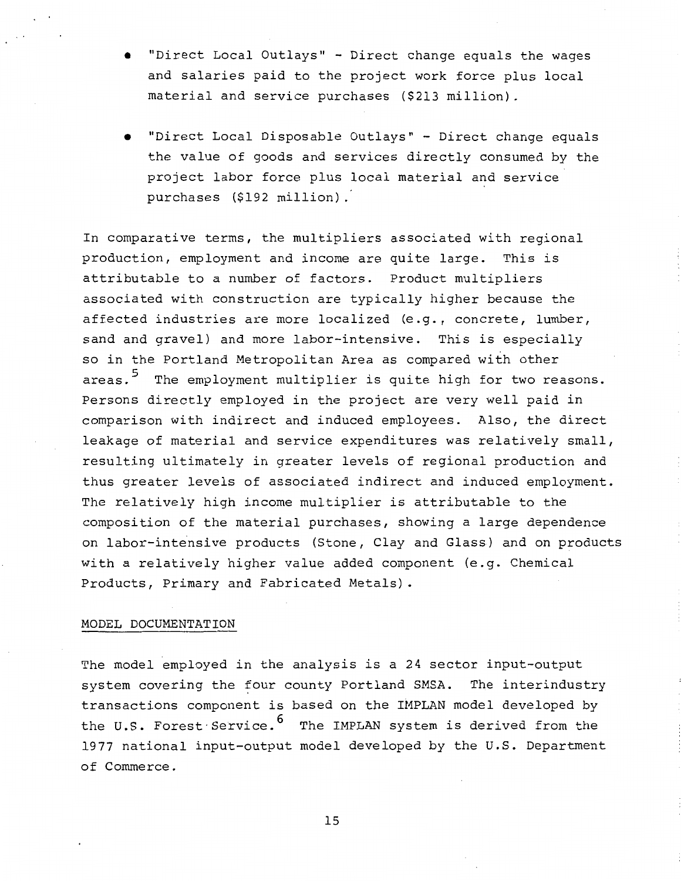- "Direct Local Outlays" - Direct change equals the wages and salaries paid to the project work force plus local material and service purchases ($213 million).

- "Direct Local Disposable Outlays" - Direct change equals the value of goods and services directly consumed by the project labor force plus local material and service purchases ($192 million).

In comparative terms, the multipliers associated with regional production, employment and income are quite large. This is attributable to a number of factors. Product multipliers associated with construction are typically higher because the affected industries are more localized (e.g., concrete, lumber, sand and gravel) and more labor-intensive. This is especially so in the Portland Metropolitan Area as compared with other areas.[5] The employment multiplier is quite high for two reasons. Persons directly employed in the project are very well paid in comparison with indirect and induced employees. Also, the direct leakage of material and service expenditures was relatively small, resulting ultimately in greater levels of regional production and thus greater levels of associated indirect and induced employment. The relatively high income multiplier is attributable to the composition of the material purchases, showing a large dependence on labor-intensive products (Stone, Clay and Glass) and on products with a relatively higher value added component (e.g. Chemical Products, Primary and Fabricated Metals).

## MODEL DOCUMENTATION

The model employed in the analysis is a 24 sector input-output system covering the four county Portland SMSA. The interindustry transactions component is based on the IMPLAN model developed by the U.S. Forest Service.[6] The IMPLAN system is derived from the 1977 national input-output model developed by the U.S. Department of Commerce.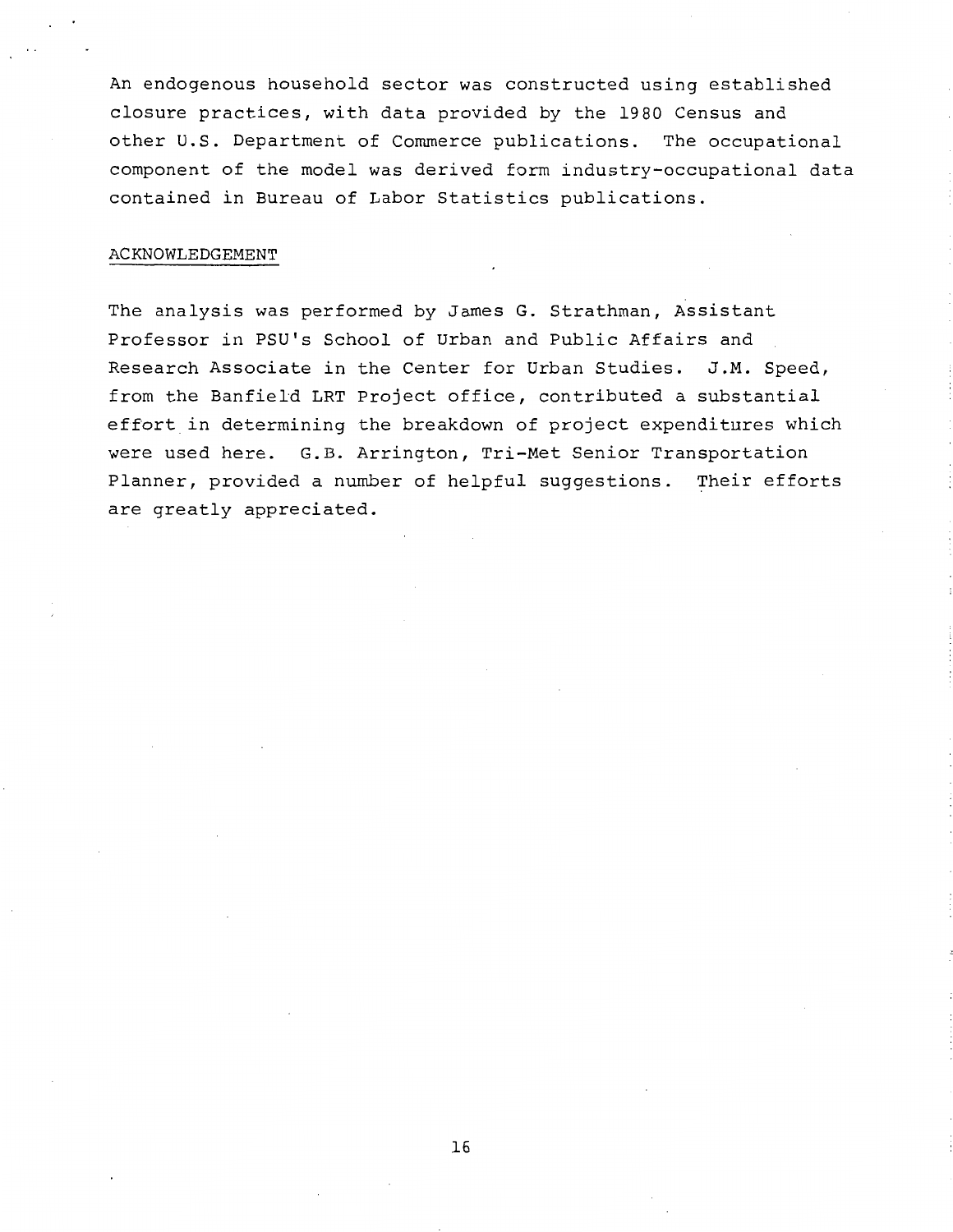An endogenous household sector was constructed using established closure practices, with data provided by the 1980 Census and other U.S. Department of Commerce publications. The occupational component of the model was derived form industry-occupational data contained in Bureau of Labor Statistics publications.

## ACKNOWLEDGEMENT

The analysis was performed by James G. Strathman, Assistant Professor in PSU's School of Urban and Public Affairs and Research Associate in the Center for Urban Studies. J.M. Speed, from the Banfield LRT Project office, contributed a substantial effort in determining the breakdown of project expenditures which were used here. G.B. Arrington, Tri-Met Senior Transportation Planner, provided a number of helpful suggestions. Their efforts are greatly appreciated.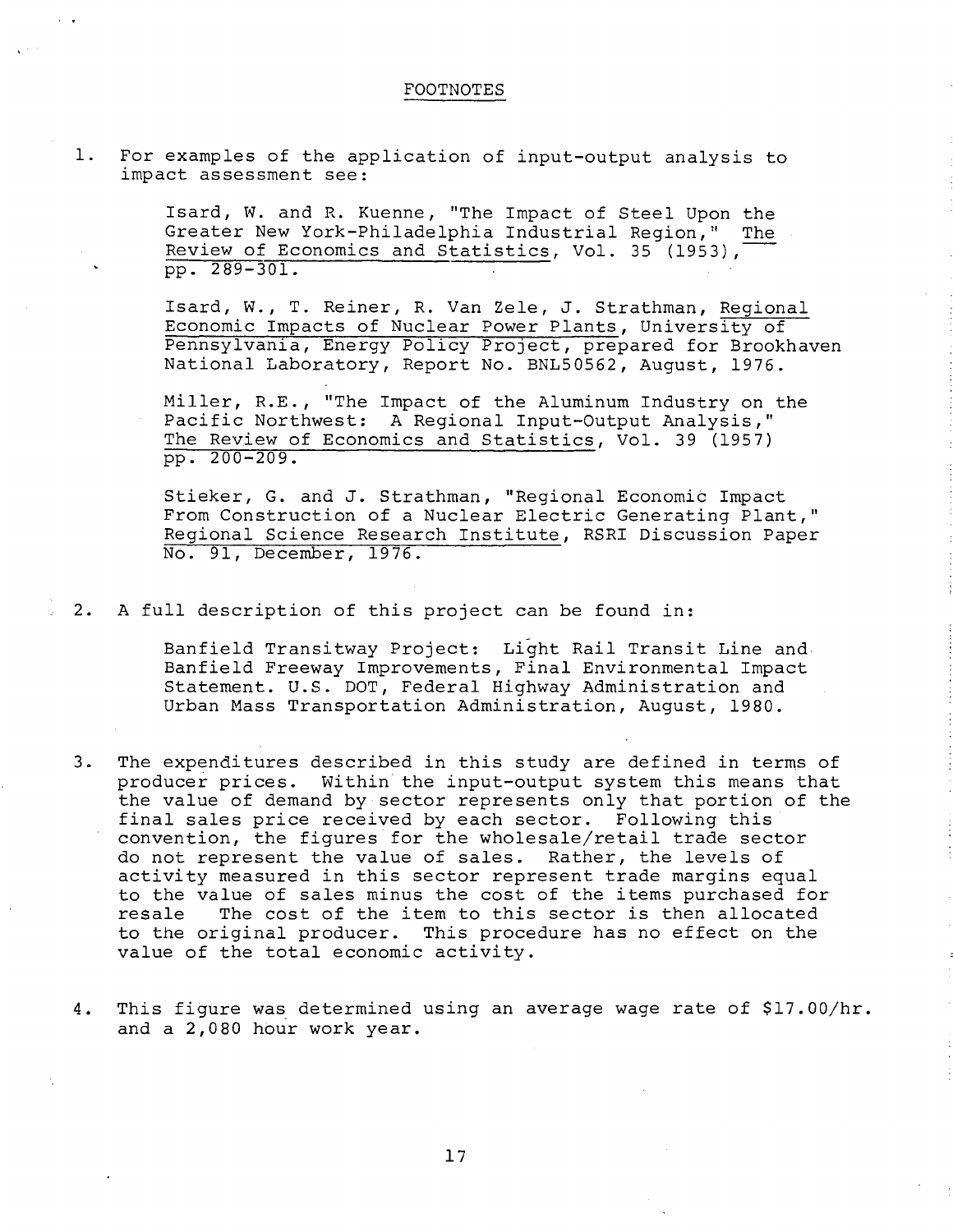# FOOTNOTES

1. For examples of the application of input-output analysis to impact assessment see:

   Isard, W. and R. Kuenne, "The Impact of Steel Upon the Greater New York-Philadelphia Industrial Region," The Review of Economics and Statistics, Vol. 35 (1953), pp. 289-301.

   Isard, W., T. Reiner, R. Van Zele, J. Strathman, Regional Economic Impacts of Nuclear Power Plants, University of Pennsylvania, Energy Policy Project, prepared for Brookhaven National Laboratory, Report No. BNL50562, August, 1976.

   Miller, R.E., "The Impact of the Aluminum Industry on the Pacific Northwest: A Regional Input-Output Analysis," The Review of Economics and Statistics, Vol. 39 (1957) pp. 200-209.

   Stieker, G. and J. Strathman, "Regional Economic Impact From Construction of a Nuclear Electric Generating Plant," Regional Science Research Institute, RSRI Discussion Paper No. 91, December, 1976.

2. A full description of this project can be found in:

   Banfield Transitway Project: Light Rail Transit Line and Banfield Freeway Improvements, Final Environmental Impact Statement. U.S. DOT, Federal Highway Administration and Urban Mass Transportation Administration, August, 1980.

3. The expenditures described in this study are defined in terms of producer prices. Within the input-output system this means that the value of demand by sector represents only that portion of the final sales price received by each sector. Following this convention, the figures for the wholesale/retail trade sector do not represent the value of sales. Rather, the levels of activity measured in this sector represent trade margins equal to the value of sales minus the cost of the items purchased for resale The cost of the item to this sector is then allocated to the original producer. This procedure has no effect on the value of the total economic activity.

4. This figure was determined using an average wage rate of $17.00/hr. and a 2,080 hour work year.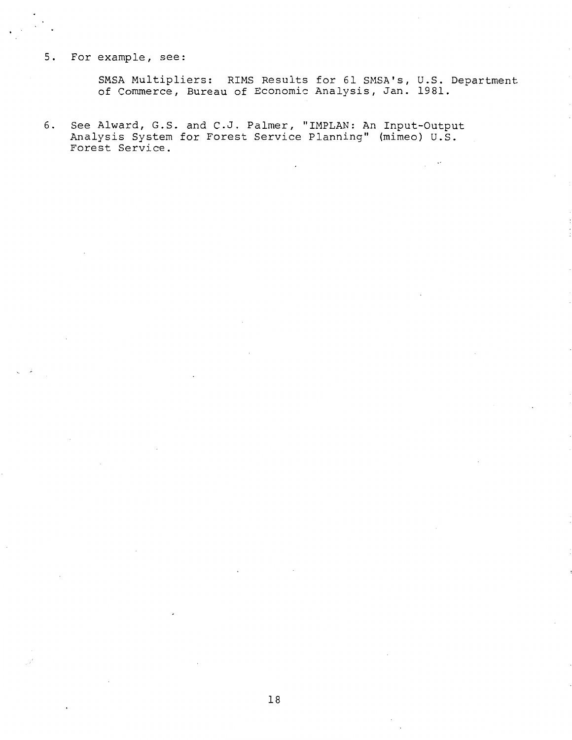5. For example, see:

    SMSA Multipliers: RIMS Results for 61 SMSA's, U.S. Department of Commerce, Bureau of Economic Analysis, Jan. 1981.

6. See Alward, G.S. and C.J. Palmer, "IMPLAN: An Input-Output Analysis System for Forest Service Planning" (mimeo) U.S. Forest Service.